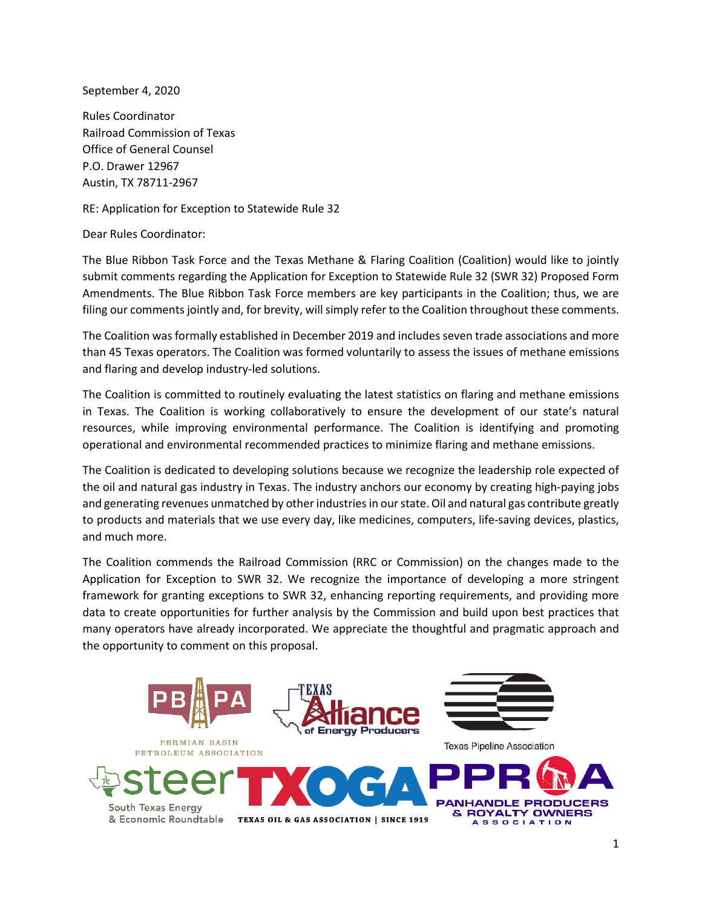September 4, 2020

Rules Coordinator
Railroad Commission of Texas
Office of General Counsel
P.O. Drawer 12967
Austin, TX 78711-2967

RE: Application for Exception to Statewide Rule 32

Dear Rules Coordinator:

The Blue Ribbon Task Force and the Texas Methane & Flaring Coalition (Coalition) would like to jointly submit comments regarding the Application for Exception to Statewide Rule 32 (SWR 32) Proposed Form Amendments. The Blue Ribbon Task Force members are key participants in the Coalition; thus, we are filing our comments jointly and, for brevity, will simply refer to the Coalition throughout these comments.

The Coalition was formally established in December 2019 and includes seven trade associations and more than 45 Texas operators. The Coalition was formed voluntarily to assess the issues of methane emissions and flaring and develop industry-led solutions.

The Coalition is committed to routinely evaluating the latest statistics on flaring and methane emissions in Texas. The Coalition is working collaboratively to ensure the development of our state's natural resources, while improving environmental performance. The Coalition is identifying and promoting operational and environmental recommended practices to minimize flaring and methane emissions.

The Coalition is dedicated to developing solutions because we recognize the leadership role expected of the oil and natural gas industry in Texas. The industry anchors our economy by creating high-paying jobs and generating revenues unmatched by other industries in our state. Oil and natural gas contribute greatly to products and materials that we use every day, like medicines, computers, life-saving devices, plastics, and much more.

The Coalition commends the Railroad Commission (RRC or Commission) on the changes made to the Application for Exception to SWR 32. We recognize the importance of developing a more stringent framework for granting exceptions to SWR 32, enhancing reporting requirements, and providing more data to create opportunities for further analysis by the Commission and build upon best practices that many operators have already incorporated. We appreciate the thoughtful and pragmatic approach and the opportunity to comment on this proposal.

PBPA Permian Basin Petroleum Association | Texas Alliance of Energy Producers | Texas Pipeline Association | STEER South Texas Energy & Economic Roundtable | TXOGA Texas Oil & Gas Association | Since 1919 | PPROA Panhandle Producers & Royalty Owners Association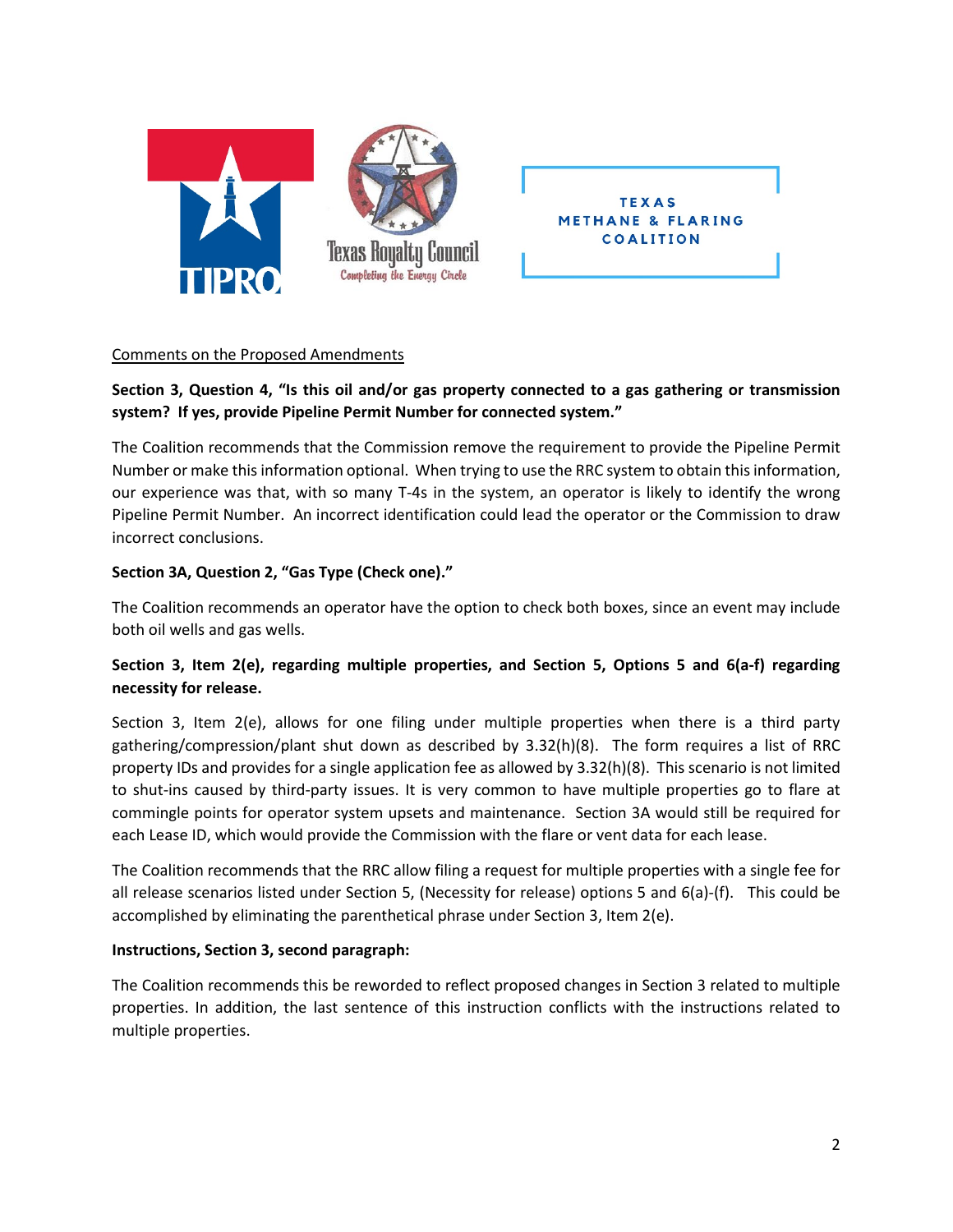TIPRO

Texas Royalty Council
Completing the Energy Circle

TEXAS METHANE & FLARING COALITION

Comments on the Proposed Amendments

**Section 3, Question 4, "Is this oil and/or gas property connected to a gas gathering or transmission system? If yes, provide Pipeline Permit Number for connected system."**

The Coalition recommends that the Commission remove the requirement to provide the Pipeline Permit Number or make this information optional. When trying to use the RRC system to obtain this information, our experience was that, with so many T-4s in the system, an operator is likely to identify the wrong Pipeline Permit Number. An incorrect identification could lead the operator or the Commission to draw incorrect conclusions.

**Section 3A, Question 2, "Gas Type (Check one)."**

The Coalition recommends an operator have the option to check both boxes, since an event may include both oil wells and gas wells.

**Section 3, Item 2(e), regarding multiple properties, and Section 5, Options 5 and 6(a-f) regarding necessity for release.**

Section 3, Item 2(e), allows for one filing under multiple properties when there is a third party gathering/compression/plant shut down as described by 3.32(h)(8). The form requires a list of RRC property IDs and provides for a single application fee as allowed by 3.32(h)(8). This scenario is not limited to shut-ins caused by third-party issues. It is very common to have multiple properties go to flare at commingle points for operator system upsets and maintenance. Section 3A would still be required for each Lease ID, which would provide the Commission with the flare or vent data for each lease.

The Coalition recommends that the RRC allow filing a request for multiple properties with a single fee for all release scenarios listed under Section 5, (Necessity for release) options 5 and 6(a)-(f). This could be accomplished by eliminating the parenthetical phrase under Section 3, Item 2(e).

**Instructions, Section 3, second paragraph:**

The Coalition recommends this be reworded to reflect proposed changes in Section 3 related to multiple properties. In addition, the last sentence of this instruction conflicts with the instructions related to multiple properties.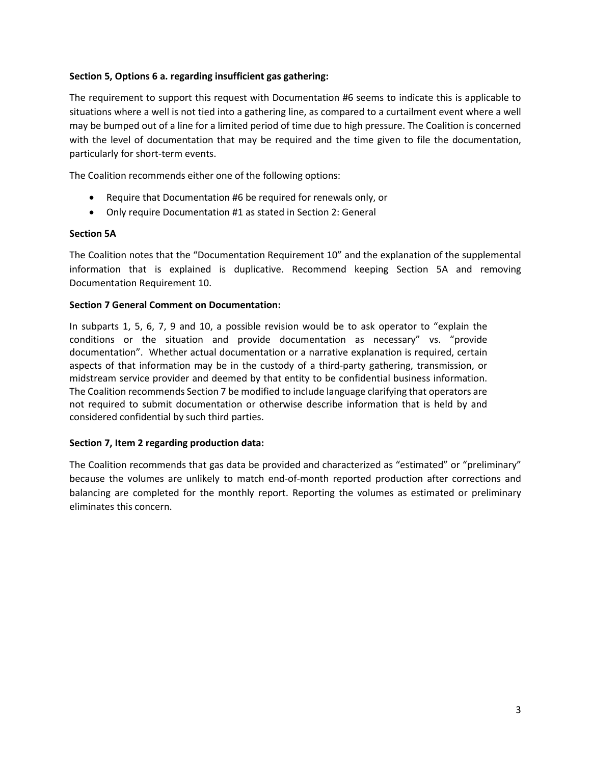**Section 5, Options 6 a. regarding insufficient gas gathering:**

The requirement to support this request with Documentation #6 seems to indicate this is applicable to situations where a well is not tied into a gathering line, as compared to a curtailment event where a well may be bumped out of a line for a limited period of time due to high pressure. The Coalition is concerned with the level of documentation that may be required and the time given to file the documentation, particularly for short-term events.

The Coalition recommends either one of the following options:

- Require that Documentation #6 be required for renewals only, or
- Only require Documentation #1 as stated in Section 2: General

**Section 5A**

The Coalition notes that the "Documentation Requirement 10" and the explanation of the supplemental information that is explained is duplicative. Recommend keeping Section 5A and removing Documentation Requirement 10.

**Section 7 General Comment on Documentation:**

In subparts 1, 5, 6, 7, 9 and 10, a possible revision would be to ask operator to "explain the conditions or the situation and provide documentation as necessary" vs. "provide documentation". Whether actual documentation or a narrative explanation is required, certain aspects of that information may be in the custody of a third-party gathering, transmission, or midstream service provider and deemed by that entity to be confidential business information. The Coalition recommends Section 7 be modified to include language clarifying that operators are not required to submit documentation or otherwise describe information that is held by and considered confidential by such third parties.

**Section 7, Item 2 regarding production data:**

The Coalition recommends that gas data be provided and characterized as "estimated" or "preliminary" because the volumes are unlikely to match end-of-month reported production after corrections and balancing are completed for the monthly report. Reporting the volumes as estimated or preliminary eliminates this concern.